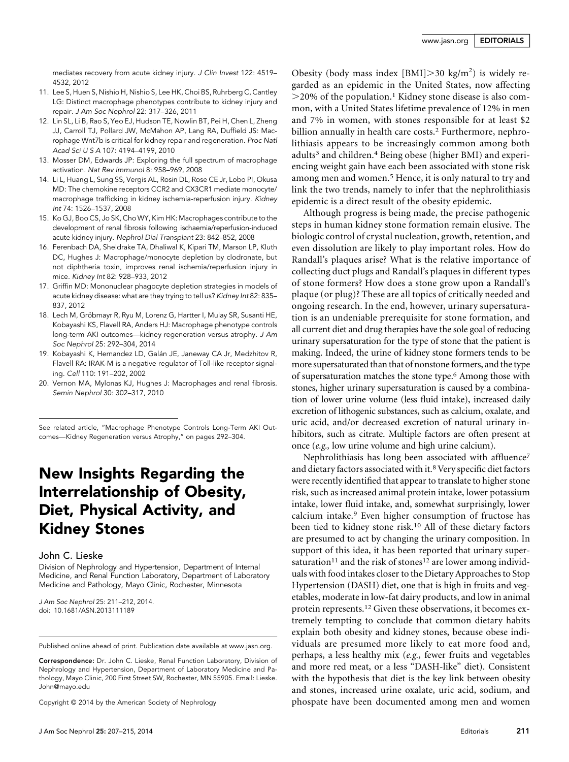mediates recovery from acute kidney injury. *J Clin Invest* 122: 4519–4532, 2012

11. Lee S, Huen S, Nishio H, Nishio S, Lee HK, Choi BS, Ruhrberg C, Cantley LG: Distinct macrophage phenotypes contribute to kidney injury and repair. *J Am Soc Nephrol* 22: 317–326, 2011
12. Lin SL, Li B, Rao S, Yeo EJ, Hudson TE, Nowlin BT, Pei H, Chen L, Zheng JJ, Carroll TJ, Pollard JW, McMahon AP, Lang RA, Duffield JS: Macrophage Wnt7b is critical for kidney repair and regeneration. *Proc Natl Acad Sci U S A* 107: 4194–4199, 2010
13. Mosser DM, Edwards JP: Exploring the full spectrum of macrophage activation. *Nat Rev Immunol* 8: 958–969, 2008
14. Li L, Huang L, Sung SS, Vergis AL, Rosin DL, Rose CE Jr, Lobo PI, Okusa MD: The chemokine receptors CCR2 and CX3CR1 mediate monocyte/macrophage trafficking in kidney ischemia-reperfusion injury. *Kidney Int* 74: 1526–1537, 2008
15. Ko GJ, Boo CS, Jo SK, Cho WY, Kim HK: Macrophages contribute to the development of renal fibrosis following ischaemia/reperfusion-induced acute kidney injury. *Nephrol Dial Transplant* 23: 842–852, 2008
16. Ferenbach DA, Sheldrake TA, Dhaliwal K, Kipari TM, Marson LP, Kluth DC, Hughes J: Macrophage/monocyte depletion by clodronate, but not diphtheria toxin, improves renal ischemia/reperfusion injury in mice. *Kidney Int* 82: 928–933, 2012
17. Griffin MD: Mononuclear phagocyte depletion strategies in models of acute kidney disease: what are they trying to tell us? *Kidney Int* 82: 835–837, 2012
18. Lech M, Gröbmayr R, Ryu M, Lorenz G, Hartter I, Mulay SR, Susanti HE, Kobayashi KS, Flavell RA, Anders HJ: Macrophage phenotype controls long-term AKI outcomes—kidney regeneration versus atrophy. *J Am Soc Nephrol* 25: 292–304, 2014
19. Kobayashi K, Hernandez LD, Galán JE, Janeway CA Jr, Medzhitov R, Flavell RA: IRAK-M is a negative regulator of Toll-like receptor signaling. *Cell* 110: 191–202, 2002
20. Vernon MA, Mylonas KJ, Hughes J: Macrophages and renal fibrosis. *Semin Nephrol* 30: 302–317, 2010

See related article, "Macrophage Phenotype Controls Long-Term AKI Outcomes—Kidney Regeneration versus Atrophy," on pages 292–304.

# New Insights Regarding the Interrelationship of Obesity, Diet, Physical Activity, and Kidney Stones

John C. Lieske

Division of Nephrology and Hypertension, Department of Internal Medicine, and Renal Function Laboratory, Department of Laboratory Medicine and Pathology, Mayo Clinic, Rochester, Minnesota

*J Am Soc Nephrol* 25: 211–212, 2014.
doi: 10.1681/ASN.2013111189

Published online ahead of print. Publication date available at www.jasn.org.

**Correspondence:** Dr. John C. Lieske, Renal Function Laboratory, Division of Nephrology and Hypertension, Department of Laboratory Medicine and Pathology, Mayo Clinic, 200 First Street SW, Rochester, MN 55905. Email: Lieske.John@mayo.edu

Copyright © 2014 by the American Society of Nephrology

Obesity (body mass index [BMI] $>30$ kg/m$^2$) is widely regarded as an epidemic in the United States, now affecting $>20\%$ of the population.[1] Kidney stone disease is also common, with a United States lifetime prevalence of 12% in men and 7% in women, with stones responsible for at least $2 billion annually in health care costs.[2] Furthermore, nephrolithiasis appears to be increasingly common among both adults[3] and children.[4] Being obese (higher BMI) and experiencing weight gain have each been associated with stone risk among men and women.[5] Hence, it is only natural to try and link the two trends, namely to infer that the nephrolithiasis epidemic is a direct result of the obesity epidemic.

Although progress is being made, the precise pathogenic steps in human kidney stone formation remain elusive. The biologic control of crystal nucleation, growth, retention, and even dissolution are likely to play important roles. How do Randall's plaques arise? What is the relative importance of collecting duct plugs and Randall's plaques in different types of stone formers? How does a stone grow upon a Randall's plaque (or plug)? These are all topics of critically needed and ongoing research. In the end, however, urinary supersaturation is an undeniable prerequisite for stone formation, and all current diet and drug therapies have the sole goal of reducing urinary supersaturation for the type of stone that the patient is making. Indeed, the urine of kidney stone formers tends to be more supersaturated than that of nonstone formers, and the type of supersaturation matches the stone type.[6] Among those with stones, higher urinary supersaturation is caused by a combination of lower urine volume (less fluid intake), increased daily excretion of lithogenic substances, such as calcium, oxalate, and uric acid, and/or decreased excretion of natural urinary inhibitors, such as citrate. Multiple factors are often present at once (*e.g.,* low urine volume and high urine calcium).

Nephrolithiasis has long been associated with affluence[7] and dietary factors associated with it.[8] Very specific diet factors were recently identified that appear to translate to higher stone risk, such as increased animal protein intake, lower potassium intake, lower fluid intake, and, somewhat surprisingly, lower calcium intake.[9] Even higher consumption of fructose has been tied to kidney stone risk.[10] All of these dietary factors are presumed to act by changing the urinary composition. In support of this idea, it has been reported that urinary supersaturation[11] and the risk of stones[12] are lower among individuals with food intakes closer to the Dietary Approaches to Stop Hypertension (DASH) diet, one that is high in fruits and vegetables, moderate in low-fat dairy products, and low in animal protein represents.[12] Given these observations, it becomes extremely tempting to conclude that common dietary habits explain both obesity and kidney stones, because obese individuals are presumed more likely to eat more food and, perhaps, a less healthy mix (*e.g.,* fewer fruits and vegetables and more red meat, or a less "DASH-like" diet). Consistent with the hypothesis that diet is the key link between obesity and stones, increased urine oxalate, uric acid, sodium, and phospate have been documented among men and women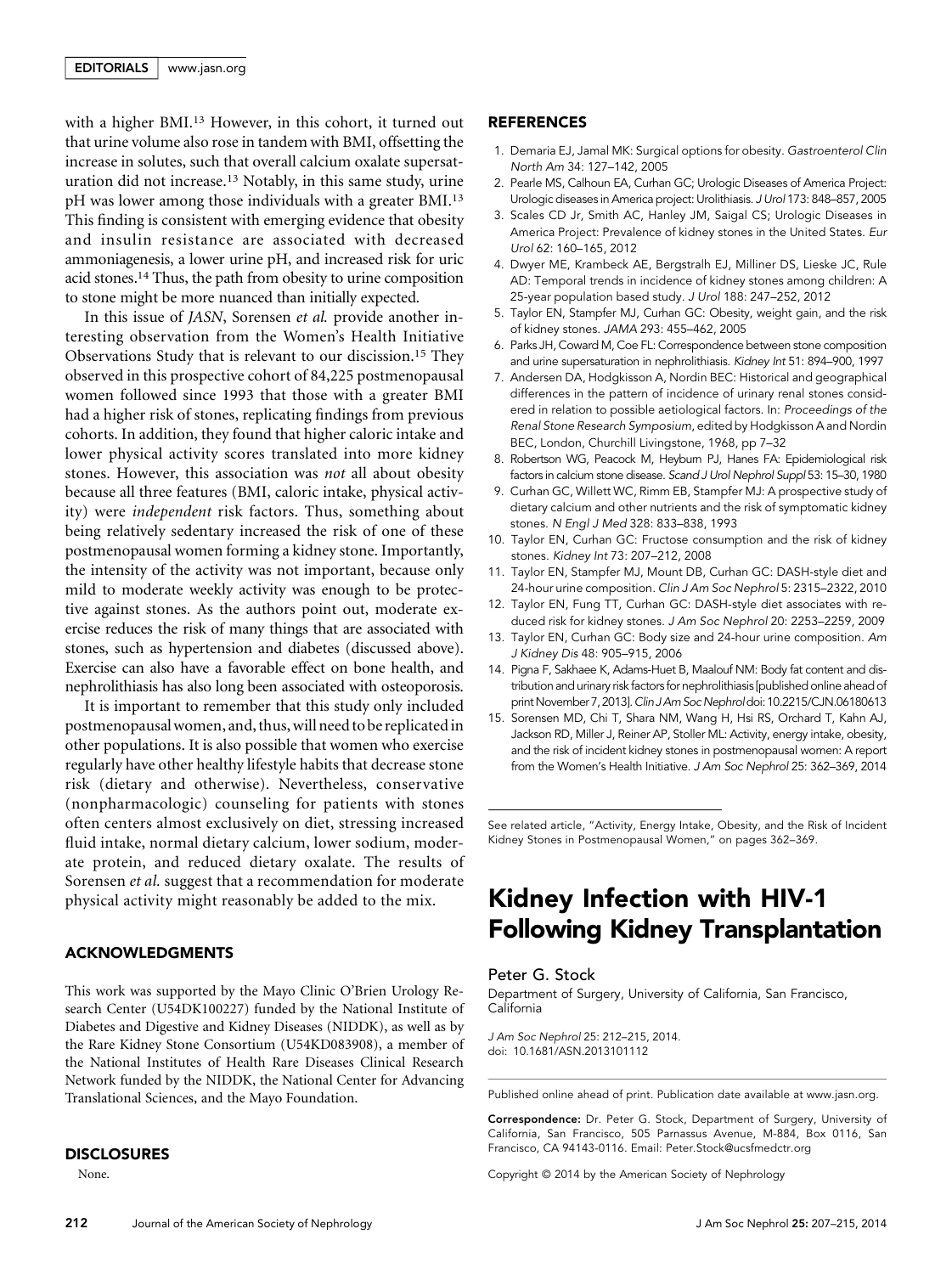with a higher BMI.[13] However, in this cohort, it turned out that urine volume also rose in tandem with BMI, offsetting the increase in solutes, such that overall calcium oxalate supersaturation did not increase.[13] Notably, in this same study, urine pH was lower among those individuals with a greater BMI.[13] This finding is consistent with emerging evidence that obesity and insulin resistance are associated with decreased ammoniagenesis, a lower urine pH, and increased risk for uric acid stones.[14] Thus, the path from obesity to urine composition to stone might be more nuanced than initially expected.

In this issue of *JASN*, Sorensen *et al.* provide another interesting observation from the Women's Health Initiative Observations Study that is relevant to our discission.[15] They observed in this prospective cohort of 84,225 postmenopausal women followed since 1993 that those with a greater BMI had a higher risk of stones, replicating findings from previous cohorts. In addition, they found that higher caloric intake and lower physical activity scores translated into more kidney stones. However, this association was *not* all about obesity because all three features (BMI, caloric intake, physical activity) were *independent* risk factors. Thus, something about being relatively sedentary increased the risk of one of these postmenopausal women forming a kidney stone. Importantly, the intensity of the activity was not important, because only mild to moderate weekly activity was enough to be protective against stones. As the authors point out, moderate exercise reduces the risk of many things that are associated with stones, such as hypertension and diabetes (discussed above). Exercise can also have a favorable effect on bone health, and nephrolithiasis has also long been associated with osteoporosis.

It is important to remember that this study only included postmenopausal women, and, thus, will need to be replicated in other populations. It is also possible that women who exercise regularly have other healthy lifestyle habits that decrease stone risk (dietary and otherwise). Nevertheless, conservative (nonpharmacologic) counseling for patients with stones often centers almost exclusively on diet, stressing increased fluid intake, normal dietary calcium, lower sodium, moderate protein, and reduced dietary oxalate. The results of Sorensen *et al.* suggest that a recommendation for moderate physical activity might reasonably be added to the mix.

## ACKNOWLEDGMENTS

This work was supported by the Mayo Clinic O'Brien Urology Research Center (U54DK100227) funded by the National Institute of Diabetes and Digestive and Kidney Diseases (NIDDK), as well as by the Rare Kidney Stone Consortium (U54KD083908), a member of the National Institutes of Health Rare Diseases Clinical Research Network funded by the NIDDK, the National Center for Advancing Translational Sciences, and the Mayo Foundation.

## DISCLOSURES

None.

## REFERENCES

1. Demaria EJ, Jamal MK: Surgical options for obesity. *Gastroenterol Clin North Am* 34: 127–142, 2005
2. Pearle MS, Calhoun EA, Curhan GC; Urologic Diseases of America Project: Urologic diseases in America project: Urolithiasis. *J Urol* 173: 848–857, 2005
3. Scales CD Jr, Smith AC, Hanley JM, Saigal CS; Urologic Diseases in America Project: Prevalence of kidney stones in the United States. *Eur Urol* 62: 160–165, 2012
4. Dwyer ME, Krambeck AE, Bergstralh EJ, Milliner DS, Lieske JC, Rule AD: Temporal trends in incidence of kidney stones among children: A 25-year population based study. *J Urol* 188: 247–252, 2012
5. Taylor EN, Stampfer MJ, Curhan GC: Obesity, weight gain, and the risk of kidney stones. *JAMA* 293: 455–462, 2005
6. Parks JH, Coward M, Coe FL: Correspondence between stone composition and urine supersaturation in nephrolithiasis. *Kidney Int* 51: 894–900, 1997
7. Andersen DA, Hodgkisson A, Nordin BEC: Historical and geographical differences in the pattern of incidence of urinary renal stones considered in relation to possible aetiological factors. In: *Proceedings of the Renal Stone Research Symposium*, edited by Hodgkisson A and Nordin BEC, London, Churchill Livingstone, 1968, pp 7–32
8. Robertson WG, Peacock M, Heyburn PJ, Hanes FA: Epidemiological risk factors in calcium stone disease. *Scand J Urol Nephrol Suppl* 53: 15–30, 1980
9. Curhan GC, Willett WC, Rimm EB, Stampfer MJ: A prospective study of dietary calcium and other nutrients and the risk of symptomatic kidney stones. *N Engl J Med* 328: 833–838, 1993
10. Taylor EN, Curhan GC: Fructose consumption and the risk of kidney stones. *Kidney Int* 73: 207–212, 2008
11. Taylor EN, Stampfer MJ, Mount DB, Curhan GC: DASH-style diet and 24-hour urine composition. *Clin J Am Soc Nephrol* 5: 2315–2322, 2010
12. Taylor EN, Fung TT, Curhan GC: DASH-style diet associates with reduced risk for kidney stones. *J Am Soc Nephrol* 20: 2253–2259, 2009
13. Taylor EN, Curhan GC: Body size and 24-hour urine composition. *Am J Kidney Dis* 48: 905–915, 2006
14. Pigna F, Sakhaee K, Adams-Huet B, Maalouf NM: Body fat content and distribution and urinary risk factors for nephrolithiasis [published online ahead of print November 7, 2013]. *Clin J Am Soc Nephrol* doi: 10.2215/CJN.06180613
15. Sorensen MD, Chi T, Shara NM, Wang H, Hsi RS, Orchard T, Kahn AJ, Jackson RD, Miller J, Reiner AP, Stoller ML: Activity, energy intake, obesity, and the risk of incident kidney stones in postmenopausal women: A report from the Women's Health Initiative. *J Am Soc Nephrol* 25: 362–369, 2014

See related article, "Activity, Energy Intake, Obesity, and the Risk of Incident Kidney Stones in Postmenopausal Women," on pages 362–369.

# Kidney Infection with HIV-1 Following Kidney Transplantation

Peter G. Stock

Department of Surgery, University of California, San Francisco, California

*J Am Soc Nephrol* 25: 212–215, 2014.
doi: 10.1681/ASN.2013101112

Published online ahead of print. Publication date available at www.jasn.org.

**Correspondence:** Dr. Peter G. Stock, Department of Surgery, University of California, San Francisco, 505 Parnassus Avenue, M-884, Box 0116, San Francisco, CA 94143-0116. Email: Peter.Stock@ucsfmedctr.org

Copyright © 2014 by the American Society of Nephrology